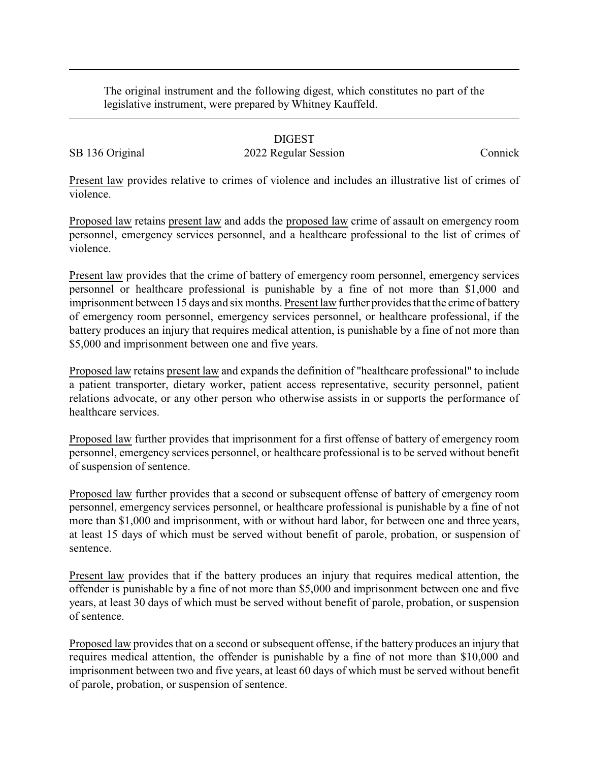The original instrument and the following digest, which constitutes no part of the legislative instrument, were prepared by Whitney Kauffeld.

# DIGEST

SB 136 Original — 2022 Regular Session — Connick

Present law provides relative to crimes of violence and includes an illustrative list of crimes of violence.

Proposed law retains present law and adds the proposed law crime of assault on emergency room personnel, emergency services personnel, and a healthcare professional to the list of crimes of violence.

Present law provides that the crime of battery of emergency room personnel, emergency services personnel or healthcare professional is punishable by a fine of not more than $1,000 and imprisonment between 15 days and six months. Present law further provides that the crime of battery of emergency room personnel, emergency services personnel, or healthcare professional, if the battery produces an injury that requires medical attention, is punishable by a fine of not more than $5,000 and imprisonment between one and five years.

Proposed law retains present law and expands the definition of "healthcare professional" to include a patient transporter, dietary worker, patient access representative, security personnel, patient relations advocate, or any other person who otherwise assists in or supports the performance of healthcare services.

Proposed law further provides that imprisonment for a first offense of battery of emergency room personnel, emergency services personnel, or healthcare professional is to be served without benefit of suspension of sentence.

Proposed law further provides that a second or subsequent offense of battery of emergency room personnel, emergency services personnel, or healthcare professional is punishable by a fine of not more than $1,000 and imprisonment, with or without hard labor, for between one and three years, at least 15 days of which must be served without benefit of parole, probation, or suspension of sentence.

Present law provides that if the battery produces an injury that requires medical attention, the offender is punishable by a fine of not more than $5,000 and imprisonment between one and five years, at least 30 days of which must be served without benefit of parole, probation, or suspension of sentence.

Proposed law provides that on a second or subsequent offense, if the battery produces an injury that requires medical attention, the offender is punishable by a fine of not more than $10,000 and imprisonment between two and five years, at least 60 days of which must be served without benefit of parole, probation, or suspension of sentence.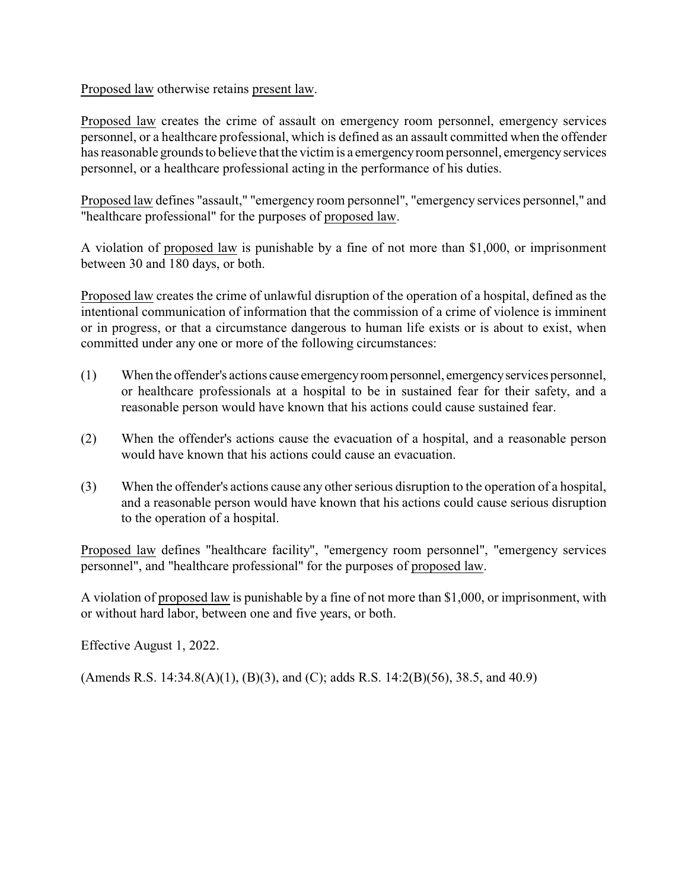Proposed law otherwise retains present law.

Proposed law creates the crime of assault on emergency room personnel, emergency services personnel, or a healthcare professional, which is defined as an assault committed when the offender has reasonable grounds to believe that the victim is a emergency room personnel, emergency services personnel, or a healthcare professional acting in the performance of his duties.

Proposed law defines "assault," "emergency room personnel", "emergency services personnel," and "healthcare professional" for the purposes of proposed law.

A violation of proposed law is punishable by a fine of not more than $1,000, or imprisonment between 30 and 180 days, or both.

Proposed law creates the crime of unlawful disruption of the operation of a hospital, defined as the intentional communication of information that the commission of a crime of violence is imminent or in progress, or that a circumstance dangerous to human life exists or is about to exist, when committed under any one or more of the following circumstances:

(1) When the offender's actions cause emergency room personnel, emergency services personnel, or healthcare professionals at a hospital to be in sustained fear for their safety, and a reasonable person would have known that his actions could cause sustained fear.

(2) When the offender's actions cause the evacuation of a hospital, and a reasonable person would have known that his actions could cause an evacuation.

(3) When the offender's actions cause any other serious disruption to the operation of a hospital, and a reasonable person would have known that his actions could cause serious disruption to the operation of a hospital.

Proposed law defines "healthcare facility", "emergency room personnel", "emergency services personnel", and "healthcare professional" for the purposes of proposed law.

A violation of proposed law is punishable by a fine of not more than $1,000, or imprisonment, with or without hard labor, between one and five years, or both.

Effective August 1, 2022.

(Amends R.S. 14:34.8(A)(1), (B)(3), and (C); adds R.S. 14:2(B)(56), 38.5, and 40.9)